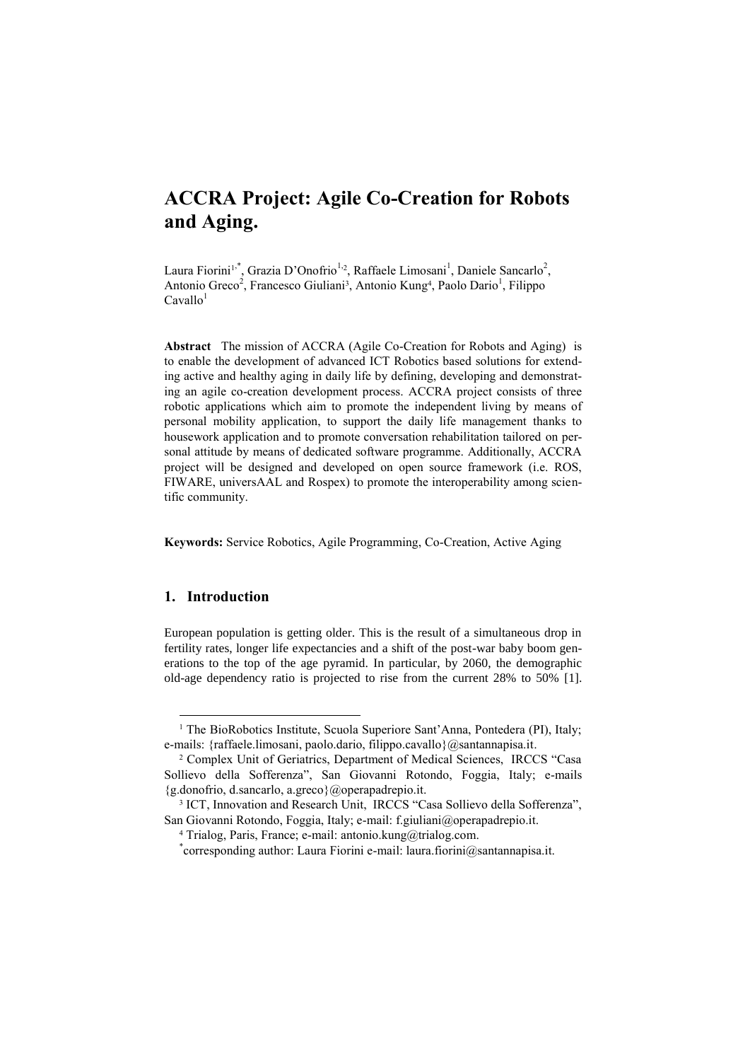# ACCRA Project: Agile Co-Creation for Robots and Aging.

Laura Fiorini[1,*], Grazia D'Onofrio[1,2], Raffaele Limosani[1], Daniele Sancarlo[2], Antonio Greco[2], Francesco Giuliani[3], Antonio Kung[4], Paolo Dario[1], Filippo Cavallo[1]

**Abstract** The mission of ACCRA (Agile Co-Creation for Robots and Aging) is to enable the development of advanced ICT Robotics based solutions for extending active and healthy aging in daily life by defining, developing and demonstrating an agile co-creation development process. ACCRA project consists of three robotic applications which aim to promote the independent living by means of personal mobility application, to support the daily life management thanks to housework application and to promote conversation rehabilitation tailored on personal attitude by means of dedicated software programme. Additionally, ACCRA project will be designed and developed on open source framework (i.e. ROS, FIWARE, universAAL and Rospex) to promote the interoperability among scientific community.

**Keywords:** Service Robotics, Agile Programming, Co-Creation, Active Aging

## 1. Introduction

European population is getting older. This is the result of a simultaneous drop in fertility rates, longer life expectancies and a shift of the post-war baby boom generations to the top of the age pyramid. In particular, by 2060, the demographic old-age dependency ratio is projected to rise from the current 28% to 50% [1].

---

[1] The BioRobotics Institute, Scuola Superiore Sant'Anna, Pontedera (PI), Italy; e-mails: {raffaele.limosani, paolo.dario, filippo.cavallo}@santannapisa.it.

[2] Complex Unit of Geriatrics, Department of Medical Sciences, IRCCS "Casa Sollievo della Sofferenza", San Giovanni Rotondo, Foggia, Italy; e-mails {g.donofrio, d.sancarlo, a.greco}@operapadrepio.it.

[3] ICT, Innovation and Research Unit, IRCCS "Casa Sollievo della Sofferenza", San Giovanni Rotondo, Foggia, Italy; e-mail: f.giuliani@operapadrepio.it.

[4] Trialog, Paris, France; e-mail: antonio.kung@trialog.com.

[*] corresponding author: Laura Fiorini e-mail: laura.fiorini@santannapisa.it.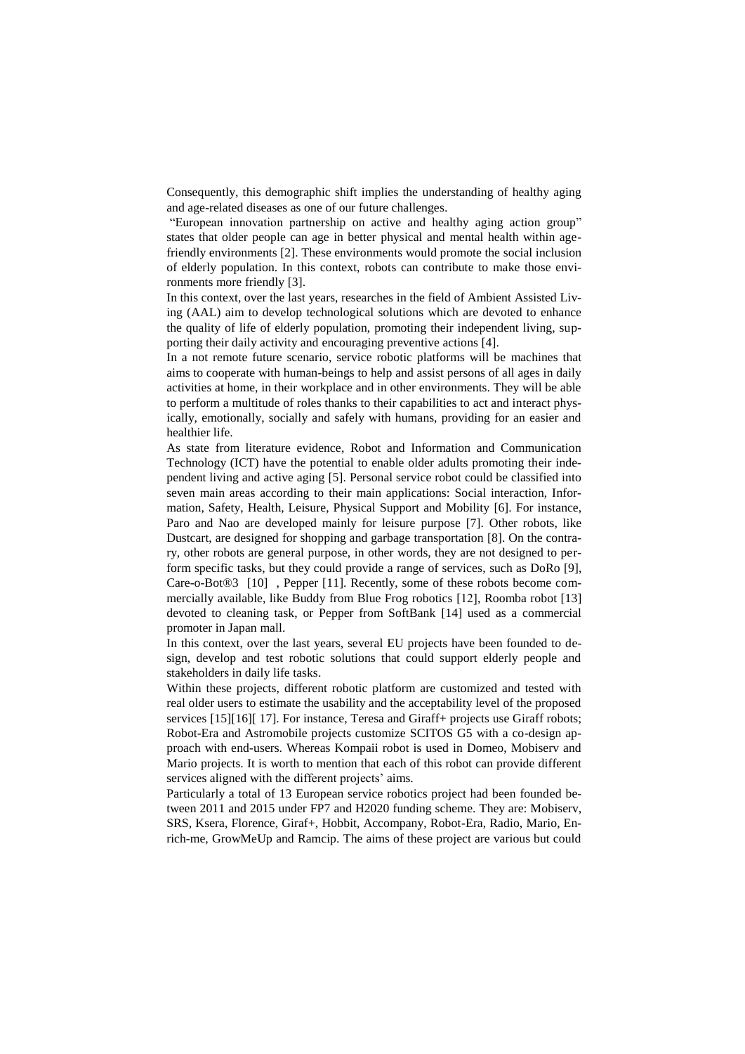Consequently, this demographic shift implies the understanding of healthy aging and age-related diseases as one of our future challenges.

"European innovation partnership on active and healthy aging action group" states that older people can age in better physical and mental health within age-friendly environments [2]. These environments would promote the social inclusion of elderly population. In this context, robots can contribute to make those environments more friendly [3].

In this context, over the last years, researches in the field of Ambient Assisted Living (AAL) aim to develop technological solutions which are devoted to enhance the quality of life of elderly population, promoting their independent living, supporting their daily activity and encouraging preventive actions [4].

In a not remote future scenario, service robotic platforms will be machines that aims to cooperate with human-beings to help and assist persons of all ages in daily activities at home, in their workplace and in other environments. They will be able to perform a multitude of roles thanks to their capabilities to act and interact physically, emotionally, socially and safely with humans, providing for an easier and healthier life.

As state from literature evidence, Robot and Information and Communication Technology (ICT) have the potential to enable older adults promoting their independent living and active aging [5]. Personal service robot could be classified into seven main areas according to their main applications: Social interaction, Information, Safety, Health, Leisure, Physical Support and Mobility [6]. For instance, Paro and Nao are developed mainly for leisure purpose [7]. Other robots, like Dustcart, are designed for shopping and garbage transportation [8]. On the contrary, other robots are general purpose, in other words, they are not designed to perform specific tasks, but they could provide a range of services, such as DoRo [9], Care-o-Bot®3 [10] , Pepper [11]. Recently, some of these robots become commercially available, like Buddy from Blue Frog robotics [12], Roomba robot [13] devoted to cleaning task, or Pepper from SoftBank [14] used as a commercial promoter in Japan mall.

In this context, over the last years, several EU projects have been founded to design, develop and test robotic solutions that could support elderly people and stakeholders in daily life tasks.

Within these projects, different robotic platform are customized and tested with real older users to estimate the usability and the acceptability level of the proposed services [15][16][ 17]. For instance, Teresa and Giraff+ projects use Giraff robots; Robot-Era and Astromobile projects customize SCITOS G5 with a co-design approach with end-users. Whereas Kompaii robot is used in Domeo, Mobiserv and Mario projects. It is worth to mention that each of this robot can provide different services aligned with the different projects' aims.

Particularly a total of 13 European service robotics project had been founded between 2011 and 2015 under FP7 and H2020 funding scheme. They are: Mobiserv, SRS, Ksera, Florence, Giraf+, Hobbit, Accompany, Robot-Era, Radio, Mario, Enrich-me, GrowMeUp and Ramcip. The aims of these project are various but could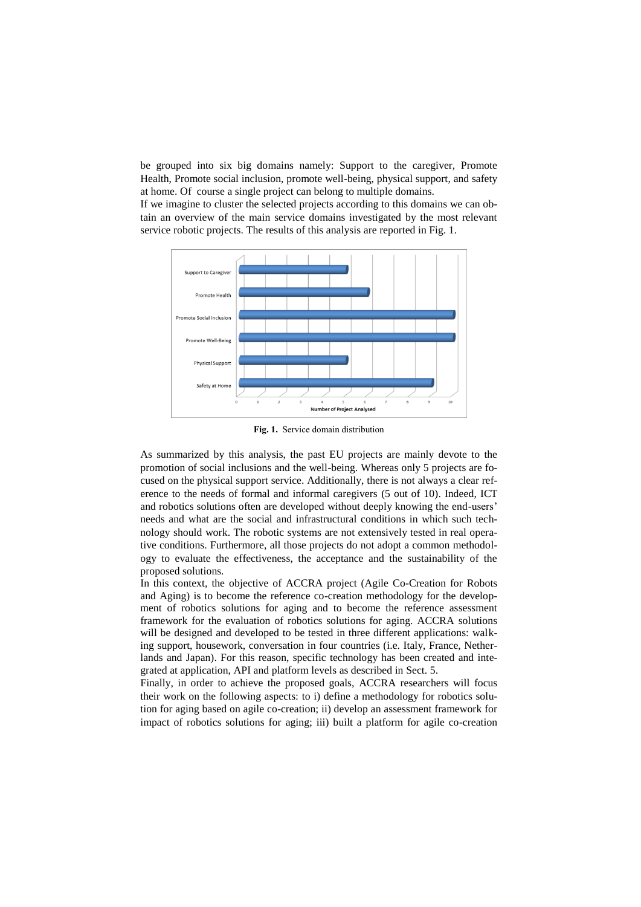be grouped into six big domains namely: Support to the caregiver, Promote Health, Promote social inclusion, promote well-being, physical support, and safety at home. Of course a single project can belong to multiple domains.

If we imagine to cluster the selected projects according to this domains we can obtain an overview of the main service domains investigated by the most relevant service robotic projects. The results of this analysis are reported in Fig. 1.

**Fig. 1.** Service domain distribution

As summarized by this analysis, the past EU projects are mainly devote to the promotion of social inclusions and the well-being. Whereas only 5 projects are focused on the physical support service. Additionally, there is not always a clear reference to the needs of formal and informal caregivers (5 out of 10). Indeed, ICT and robotics solutions often are developed without deeply knowing the end-users' needs and what are the social and infrastructural conditions in which such technology should work. The robotic systems are not extensively tested in real operative conditions. Furthermore, all those projects do not adopt a common methodology to evaluate the effectiveness, the acceptance and the sustainability of the proposed solutions.

In this context, the objective of ACCRA project (Agile Co-Creation for Robots and Aging) is to become the reference co-creation methodology for the development of robotics solutions for aging and to become the reference assessment framework for the evaluation of robotics solutions for aging. ACCRA solutions will be designed and developed to be tested in three different applications: walking support, housework, conversation in four countries (i.e. Italy, France, Netherlands and Japan). For this reason, specific technology has been created and integrated at application, API and platform levels as described in Sect. 5.

Finally, in order to achieve the proposed goals, ACCRA researchers will focus their work on the following aspects: to i) define a methodology for robotics solution for aging based on agile co-creation; ii) develop an assessment framework for impact of robotics solutions for aging; iii) built a platform for agile co-creation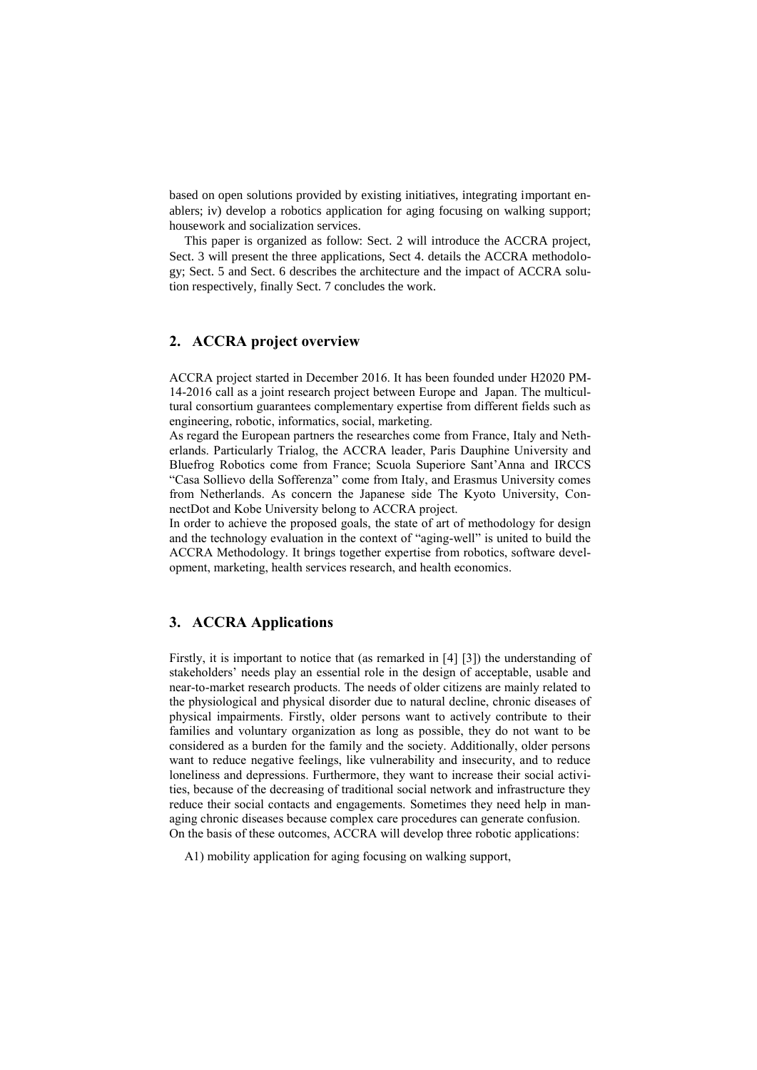based on open solutions provided by existing initiatives, integrating important enablers; iv) develop a robotics application for aging focusing on walking support; housework and socialization services.

This paper is organized as follow: Sect. 2 will introduce the ACCRA project, Sect. 3 will present the three applications, Sect 4. details the ACCRA methodology; Sect. 5 and Sect. 6 describes the architecture and the impact of ACCRA solution respectively, finally Sect. 7 concludes the work.

## 2. ACCRA project overview

ACCRA project started in December 2016. It has been founded under H2020 PM-14-2016 call as a joint research project between Europe and Japan. The multicultural consortium guarantees complementary expertise from different fields such as engineering, robotic, informatics, social, marketing.

As regard the European partners the researches come from France, Italy and Netherlands. Particularly Trialog, the ACCRA leader, Paris Dauphine University and Bluefrog Robotics come from France; Scuola Superiore Sant'Anna and IRCCS "Casa Sollievo della Sofferenza" come from Italy, and Erasmus University comes from Netherlands. As concern the Japanese side The Kyoto University, ConnectDot and Kobe University belong to ACCRA project.

In order to achieve the proposed goals, the state of art of methodology for design and the technology evaluation in the context of "aging-well" is united to build the ACCRA Methodology. It brings together expertise from robotics, software development, marketing, health services research, and health economics.

## 3. ACCRA Applications

Firstly, it is important to notice that (as remarked in [4] [3]) the understanding of stakeholders' needs play an essential role in the design of acceptable, usable and near-to-market research products. The needs of older citizens are mainly related to the physiological and physical disorder due to natural decline, chronic diseases of physical impairments. Firstly, older persons want to actively contribute to their families and voluntary organization as long as possible, they do not want to be considered as a burden for the family and the society. Additionally, older persons want to reduce negative feelings, like vulnerability and insecurity, and to reduce loneliness and depressions. Furthermore, they want to increase their social activities, because of the decreasing of traditional social network and infrastructure they reduce their social contacts and engagements. Sometimes they need help in managing chronic diseases because complex care procedures can generate confusion.

On the basis of these outcomes, ACCRA will develop three robotic applications:

A1) mobility application for aging focusing on walking support,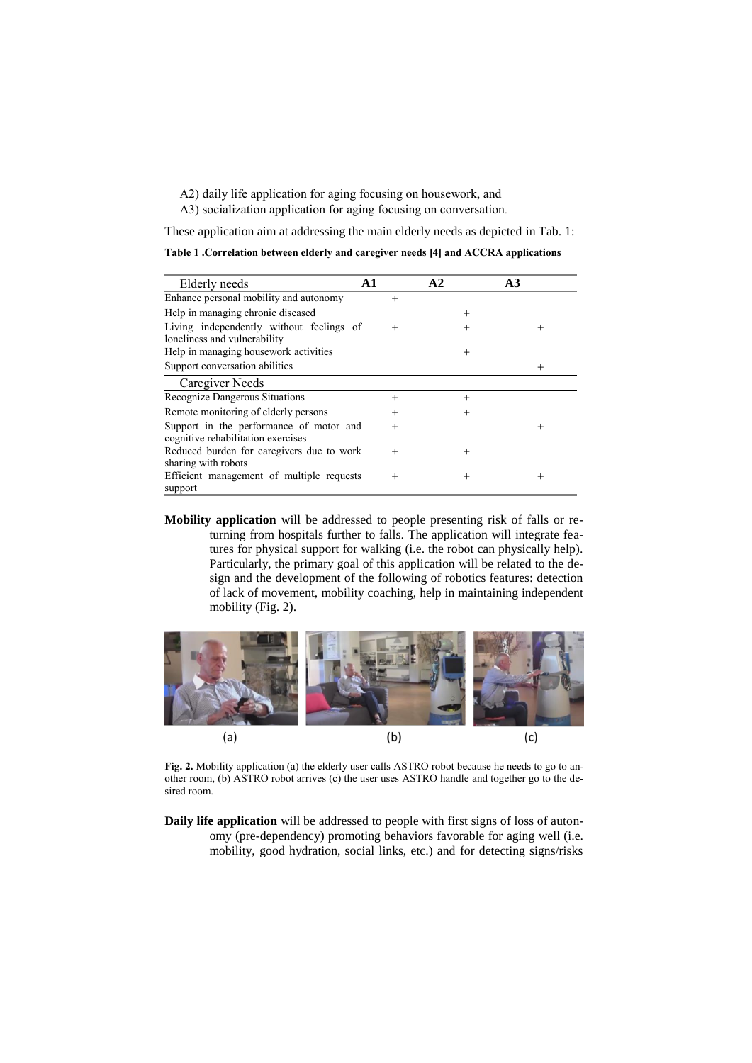A2) daily life application for aging focusing on housework, and

A3) socialization application for aging focusing on conversation.

These application aim at addressing the main elderly needs as depicted in Tab. 1:

**Table 1 .Correlation between elderly and caregiver needs [4] and ACCRA applications**

| Elderly needs | A1 | A2 | A3 |
|---|---|---|---|
| Enhance personal mobility and autonomy | + | | |
| Help in managing chronic diseased | | + | |
| Living independently without feelings of loneliness and vulnerability | + | + | + |
| Help in managing housework activities | | + | |
| Support conversation abilities | | | + |
| **Caregiver Needs** | | | |
| Recognize Dangerous Situations | + | + | |
| Remote monitoring of elderly persons | + | + | |
| Support in the performance of motor and cognitive rehabilitation exercises | + | | + |
| Reduced burden for caregivers due to work sharing with robots | + | + | |
| Efficient management of multiple requests support | + | + | + |

**Mobility application** will be addressed to people presenting risk of falls or returning from hospitals further to falls. The application will integrate features for physical support for walking (i.e. the robot can physically help). Particularly, the primary goal of this application will be related to the design and the development of the following of robotics features: detection of lack of movement, mobility coaching, help in maintaining independent mobility (Fig. 2).

(a) (b) (c)

**Fig. 2.** Mobility application (a) the elderly user calls ASTRO robot because he needs to go to another room, (b) ASTRO robot arrives (c) the user uses ASTRO handle and together go to the desired room.

**Daily life application** will be addressed to people with first signs of loss of autonomy (pre-dependency) promoting behaviors favorable for aging well (i.e. mobility, good hydration, social links, etc.) and for detecting signs/risks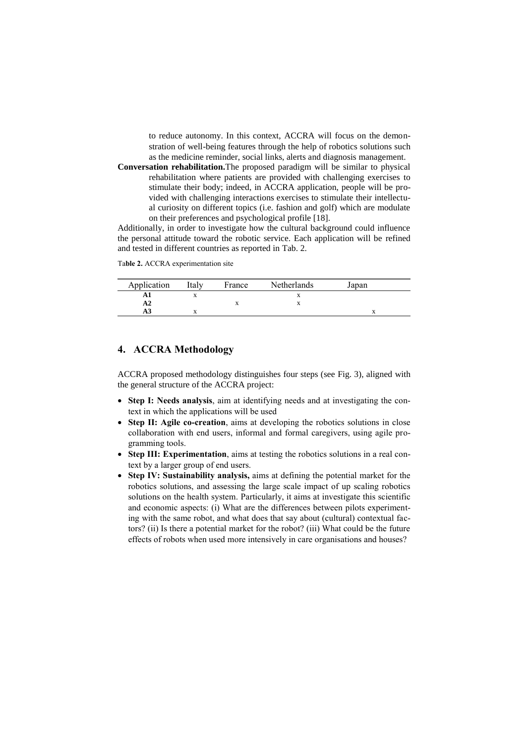to reduce autonomy. In this context, ACCRA will focus on the demonstration of well-being features through the help of robotics solutions such as the medicine reminder, social links, alerts and diagnosis management.

**Conversation rehabilitation.**The proposed paradigm will be similar to physical rehabilitation where patients are provided with challenging exercises to stimulate their body; indeed, in ACCRA application, people will be provided with challenging interactions exercises to stimulate their intellectual curiosity on different topics (i.e. fashion and golf) which are modulate on their preferences and psychological profile [18].

Additionally, in order to investigate how the cultural background could influence the personal attitude toward the robotic service. Each application will be refined and tested in different countries as reported in Tab. 2.

Ta**ble 2.** ACCRA experimentation site

| Application | Italy | France | Netherlands | Japan |
|---|---|---|---|---|
| **A1** | x | | x | |
| **A2** | | x | x | |
| **A3** | x | | | x |

## 4. ACCRA Methodology

ACCRA proposed methodology distinguishes four steps (see Fig. 3), aligned with the general structure of the ACCRA project:

- **Step I: Needs analysis**, aim at identifying needs and at investigating the context in which the applications will be used
- **Step II: Agile co-creation**, aims at developing the robotics solutions in close collaboration with end users, informal and formal caregivers, using agile programming tools.
- **Step III: Experimentation**, aims at testing the robotics solutions in a real context by a larger group of end users.
- **Step IV: Sustainability analysis,** aims at defining the potential market for the robotics solutions, and assessing the large scale impact of up scaling robotics solutions on the health system. Particularly, it aims at investigate this scientific and economic aspects: (i) What are the differences between pilots experimenting with the same robot, and what does that say about (cultural) contextual factors? (ii) Is there a potential market for the robot? (iii) What could be the future effects of robots when used more intensively in care organisations and houses?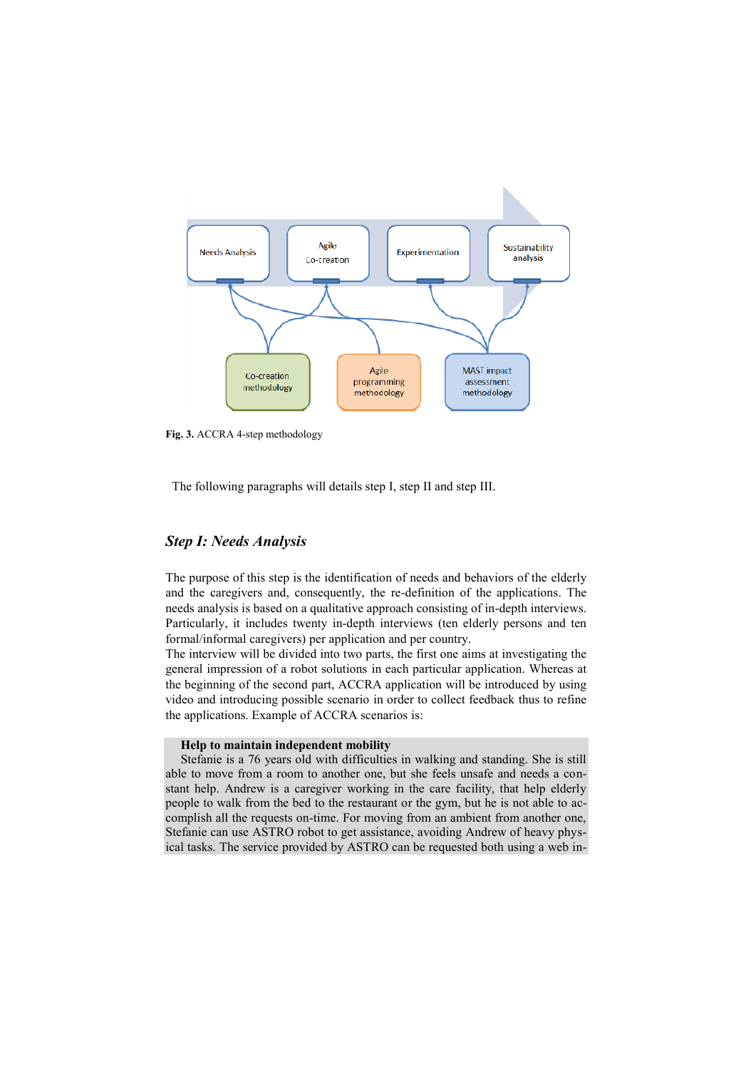Fig. 3. ACCRA 4-step methodology

The following paragraphs will details step I, step II and step III.

## *Step I: Needs Analysis*

The purpose of this step is the identification of needs and behaviors of the elderly and the caregivers and, consequently, the re-definition of the applications. The needs analysis is based on a qualitative approach consisting of in-depth interviews. Particularly, it includes twenty in-depth interviews (ten elderly persons and ten formal/informal caregivers) per application and per country.
The interview will be divided into two parts, the first one aims at investigating the general impression of a robot solutions in each particular application. Whereas at the beginning of the second part, ACCRA application will be introduced by using video and introducing possible scenario in order to collect feedback thus to refine the applications. Example of ACCRA scenarios is:

**Help to maintain independent mobility**
Stefanie is a 76 years old with difficulties in walking and standing. She is still able to move from a room to another one, but she feels unsafe and needs a constant help. Andrew is a caregiver working in the care facility, that help elderly people to walk from the bed to the restaurant or the gym, but he is not able to accomplish all the requests on-time. For moving from an ambient from another one, Stefanie can use ASTRO robot to get assistance, avoiding Andrew of heavy physical tasks. The service provided by ASTRO can be requested both using a web in-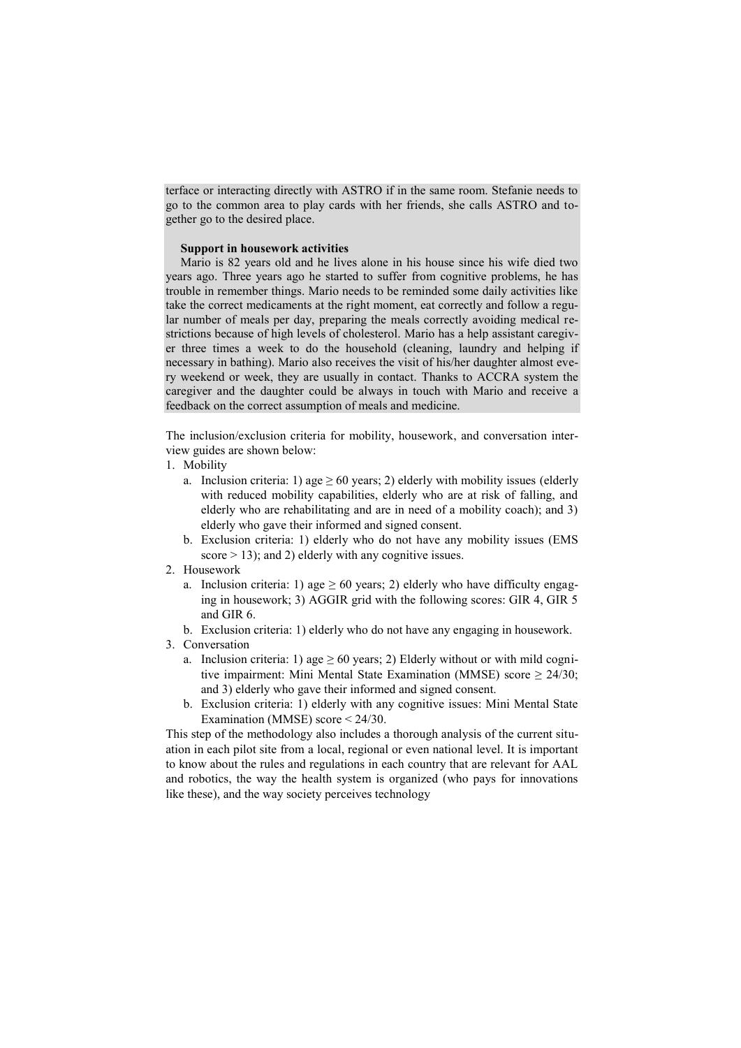terface or interacting directly with ASTRO if in the same room. Stefanie needs to go to the common area to play cards with her friends, she calls ASTRO and together go to the desired place.

**Support in housework activities**

Mario is 82 years old and he lives alone in his house since his wife died two years ago. Three years ago he started to suffer from cognitive problems, he has trouble in remember things. Mario needs to be reminded some daily activities like take the correct medicaments at the right moment, eat correctly and follow a regular number of meals per day, preparing the meals correctly avoiding medical restrictions because of high levels of cholesterol. Mario has a help assistant caregiver three times a week to do the household (cleaning, laundry and helping if necessary in bathing). Mario also receives the visit of his/her daughter almost every weekend or week, they are usually in contact. Thanks to ACCRA system the caregiver and the daughter could be always in touch with Mario and receive a feedback on the correct assumption of meals and medicine.

The inclusion/exclusion criteria for mobility, housework, and conversation interview guides are shown below:

1. Mobility
   a. Inclusion criteria: 1) age ≥ 60 years; 2) elderly with mobility issues (elderly with reduced mobility capabilities, elderly who are at risk of falling, and elderly who are rehabilitating and are in need of a mobility coach); and 3) elderly who gave their informed and signed consent.
   b. Exclusion criteria: 1) elderly who do not have any mobility issues (EMS score > 13); and 2) elderly with any cognitive issues.
2. Housework
   a. Inclusion criteria: 1) age ≥ 60 years; 2) elderly who have difficulty engaging in housework; 3) AGGIR grid with the following scores: GIR 4, GIR 5 and GIR 6.
   b. Exclusion criteria: 1) elderly who do not have any engaging in housework.
3. Conversation
   a. Inclusion criteria: 1) age ≥ 60 years; 2) Elderly without or with mild cognitive impairment: Mini Mental State Examination (MMSE) score ≥ 24/30; and 3) elderly who gave their informed and signed consent.
   b. Exclusion criteria: 1) elderly with any cognitive issues: Mini Mental State Examination (MMSE) score < 24/30.

This step of the methodology also includes a thorough analysis of the current situation in each pilot site from a local, regional or even national level. It is important to know about the rules and regulations in each country that are relevant for AAL and robotics, the way the health system is organized (who pays for innovations like these), and the way society perceives technology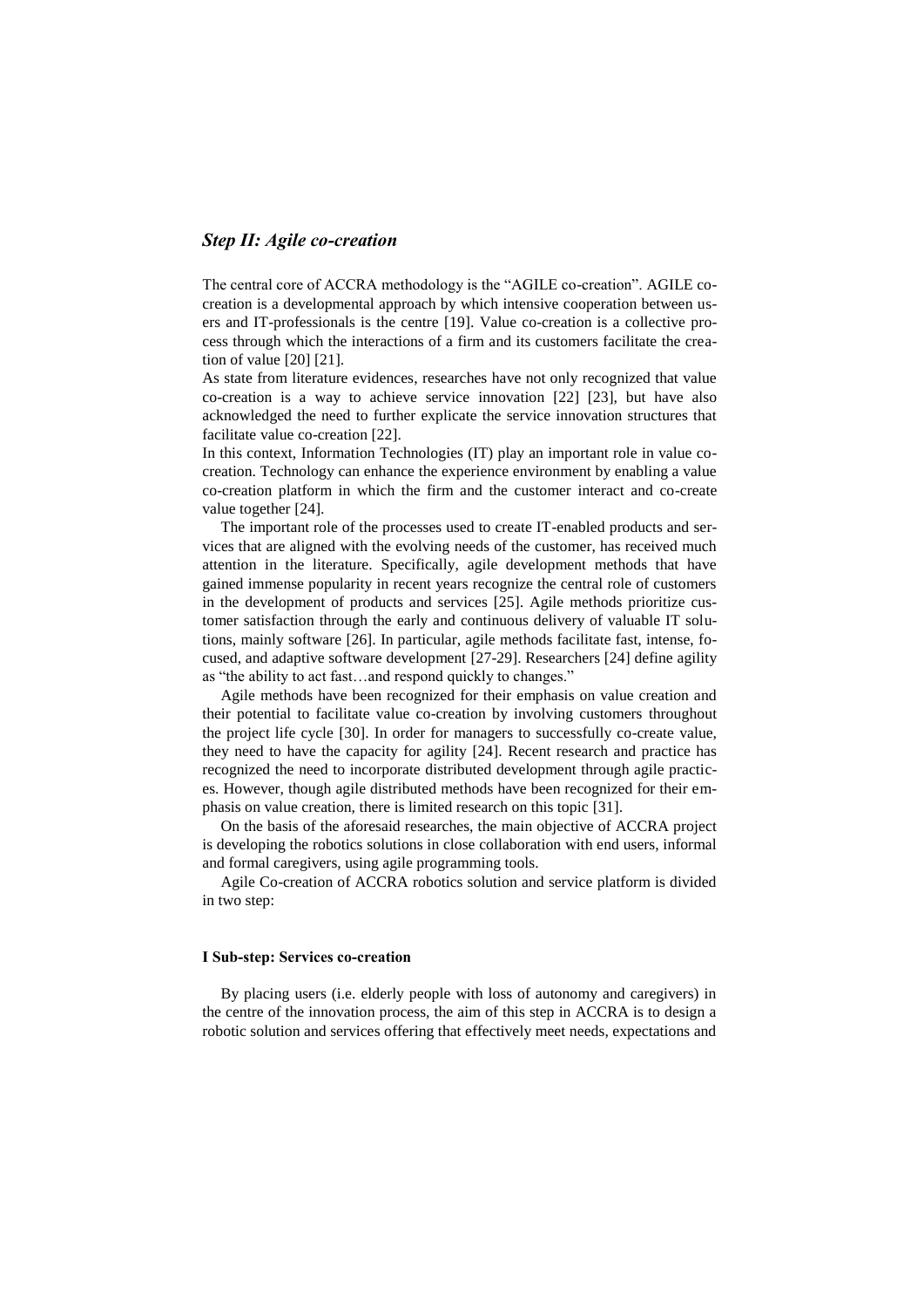### *Step II: Agile co-creation*

The central core of ACCRA methodology is the "AGILE co-creation". AGILE co-creation is a developmental approach by which intensive cooperation between users and IT-professionals is the centre [19]. Value co-creation is a collective process through which the interactions of a firm and its customers facilitate the creation of value [20] [21].

As state from literature evidences, researches have not only recognized that value co-creation is a way to achieve service innovation [22] [23], but have also acknowledged the need to further explicate the service innovation structures that facilitate value co-creation [22].

In this context, Information Technologies (IT) play an important role in value co-creation. Technology can enhance the experience environment by enabling a value co-creation platform in which the firm and the customer interact and co-create value together [24].

The important role of the processes used to create IT-enabled products and services that are aligned with the evolving needs of the customer, has received much attention in the literature. Specifically, agile development methods that have gained immense popularity in recent years recognize the central role of customers in the development of products and services [25]. Agile methods prioritize customer satisfaction through the early and continuous delivery of valuable IT solutions, mainly software [26]. In particular, agile methods facilitate fast, intense, focused, and adaptive software development [27-29]. Researchers [24] define agility as "the ability to act fast…and respond quickly to changes."

Agile methods have been recognized for their emphasis on value creation and their potential to facilitate value co-creation by involving customers throughout the project life cycle [30]. In order for managers to successfully co-create value, they need to have the capacity for agility [24]. Recent research and practice has recognized the need to incorporate distributed development through agile practices. However, though agile distributed methods have been recognized for their emphasis on value creation, there is limited research on this topic [31].

On the basis of the aforesaid researches, the main objective of ACCRA project is developing the robotics solutions in close collaboration with end users, informal and formal caregivers, using agile programming tools.

Agile Co-creation of ACCRA robotics solution and service platform is divided in two step:

#### I Sub-step: Services co-creation

By placing users (i.e. elderly people with loss of autonomy and caregivers) in the centre of the innovation process, the aim of this step in ACCRA is to design a robotic solution and services offering that effectively meet needs, expectations and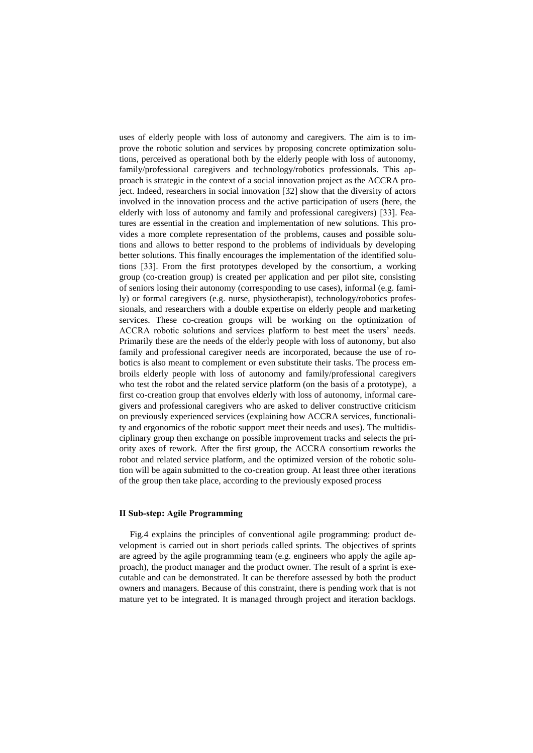uses of elderly people with loss of autonomy and caregivers. The aim is to improve the robotic solution and services by proposing concrete optimization solutions, perceived as operational both by the elderly people with loss of autonomy, family/professional caregivers and technology/robotics professionals. This approach is strategic in the context of a social innovation project as the ACCRA project. Indeed, researchers in social innovation [32] show that the diversity of actors involved in the innovation process and the active participation of users (here, the elderly with loss of autonomy and family and professional caregivers) [33]. Features are essential in the creation and implementation of new solutions. This provides a more complete representation of the problems, causes and possible solutions and allows to better respond to the problems of individuals by developing better solutions. This finally encourages the implementation of the identified solutions [33]. From the first prototypes developed by the consortium, a working group (co-creation group) is created per application and per pilot site, consisting of seniors losing their autonomy (corresponding to use cases), informal (e.g. family) or formal caregivers (e.g. nurse, physiotherapist), technology/robotics professionals, and researchers with a double expertise on elderly people and marketing services. These co-creation groups will be working on the optimization of ACCRA robotic solutions and services platform to best meet the users' needs. Primarily these are the needs of the elderly people with loss of autonomy, but also family and professional caregiver needs are incorporated, because the use of robotics is also meant to complement or even substitute their tasks. The process embroils elderly people with loss of autonomy and family/professional caregivers who test the robot and the related service platform (on the basis of a prototype), a first co-creation group that envolves elderly with loss of autonomy, informal caregivers and professional caregivers who are asked to deliver constructive criticism on previously experienced services (explaining how ACCRA services, functionality and ergonomics of the robotic support meet their needs and uses). The multidisciplinary group then exchange on possible improvement tracks and selects the priority axes of rework. After the first group, the ACCRA consortium reworks the robot and related service platform, and the optimized version of the robotic solution will be again submitted to the co-creation group. At least three other iterations of the group then take place, according to the previously exposed process

#### II Sub-step: Agile Programming

Fig.4 explains the principles of conventional agile programming: product development is carried out in short periods called sprints. The objectives of sprints are agreed by the agile programming team (e.g. engineers who apply the agile approach), the product manager and the product owner. The result of a sprint is executable and can be demonstrated. It can be therefore assessed by both the product owners and managers. Because of this constraint, there is pending work that is not mature yet to be integrated. It is managed through project and iteration backlogs.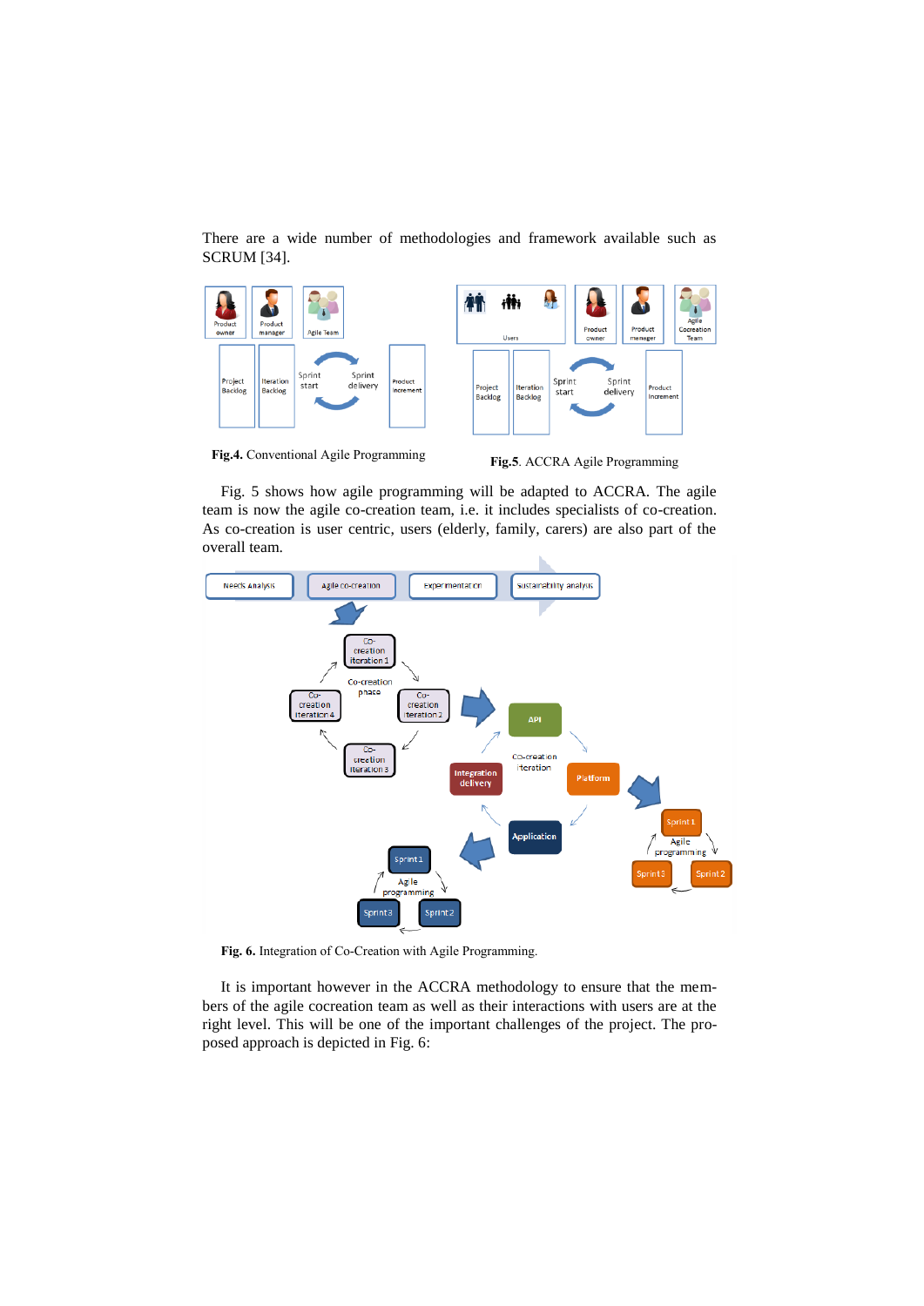There are a wide number of methodologies and framework available such as SCRUM [34].

**Fig.4.** Conventional Agile Programming

**Fig.5**. ACCRA Agile Programming

Fig. 5 shows how agile programming will be adapted to ACCRA. The agile team is now the agile co-creation team, i.e. it includes specialists of co-creation. As co-creation is user centric, users (elderly, family, carers) are also part of the overall team.

**Fig. 6.** Integration of Co-Creation with Agile Programming.

It is important however in the ACCRA methodology to ensure that the members of the agile cocreation team as well as their interactions with users are at the right level. This will be one of the important challenges of the project. The proposed approach is depicted in Fig. 6: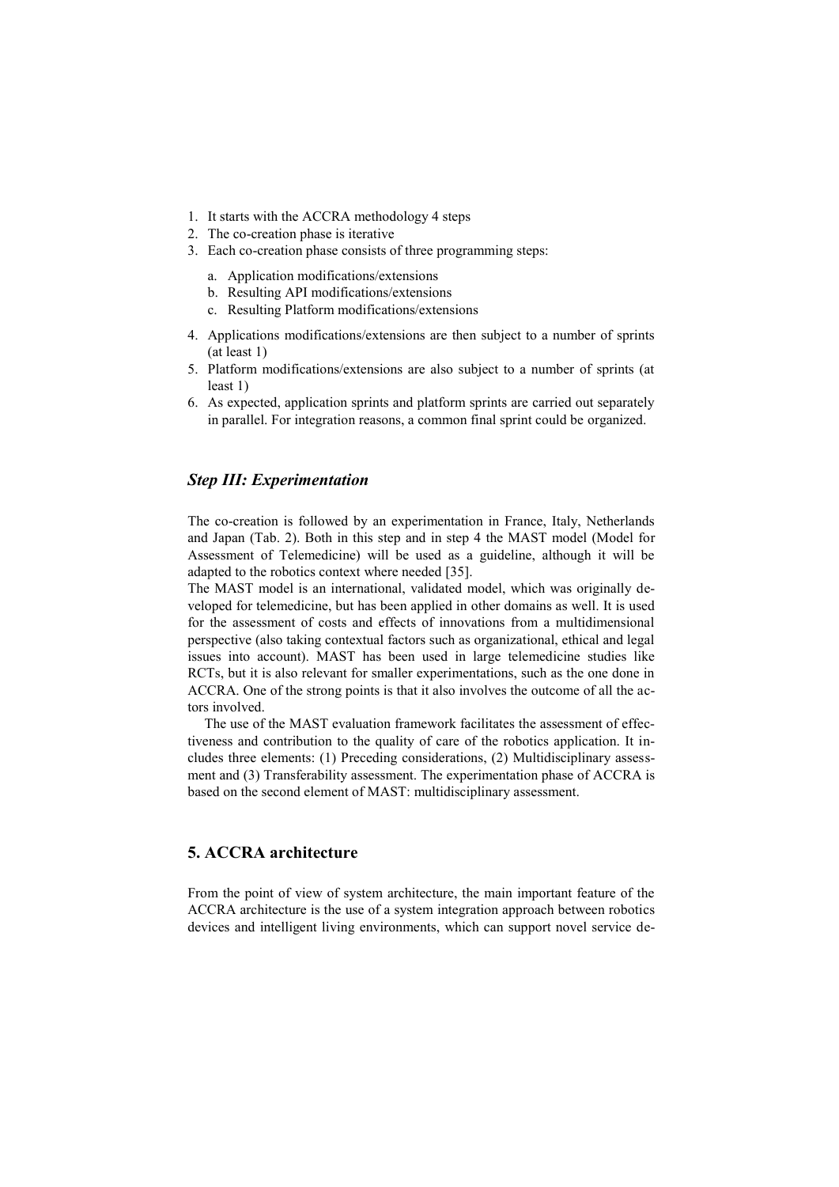1. It starts with the ACCRA methodology 4 steps
2. The co-creation phase is iterative
3. Each co-creation phase consists of three programming steps:
    a. Application modifications/extensions
    b. Resulting API modifications/extensions
    c. Resulting Platform modifications/extensions
4. Applications modifications/extensions are then subject to a number of sprints (at least 1)
5. Platform modifications/extensions are also subject to a number of sprints (at least 1)
6. As expected, application sprints and platform sprints are carried out separately in parallel. For integration reasons, a common final sprint could be organized.

### *Step III: Experimentation*

The co-creation is followed by an experimentation in France, Italy, Netherlands and Japan (Tab. 2). Both in this step and in step 4 the MAST model (Model for Assessment of Telemedicine) will be used as a guideline, although it will be adapted to the robotics context where needed [35].
The MAST model is an international, validated model, which was originally developed for telemedicine, but has been applied in other domains as well. It is used for the assessment of costs and effects of innovations from a multidimensional perspective (also taking contextual factors such as organizational, ethical and legal issues into account). MAST has been used in large telemedicine studies like RCTs, but it is also relevant for smaller experimentations, such as the one done in ACCRA. One of the strong points is that it also involves the outcome of all the actors involved.

The use of the MAST evaluation framework facilitates the assessment of effectiveness and contribution to the quality of care of the robotics application. It includes three elements: (1) Preceding considerations, (2) Multidisciplinary assessment and (3) Transferability assessment. The experimentation phase of ACCRA is based on the second element of MAST: multidisciplinary assessment.

## 5. ACCRA architecture

From the point of view of system architecture, the main important feature of the ACCRA architecture is the use of a system integration approach between robotics devices and intelligent living environments, which can support novel service de-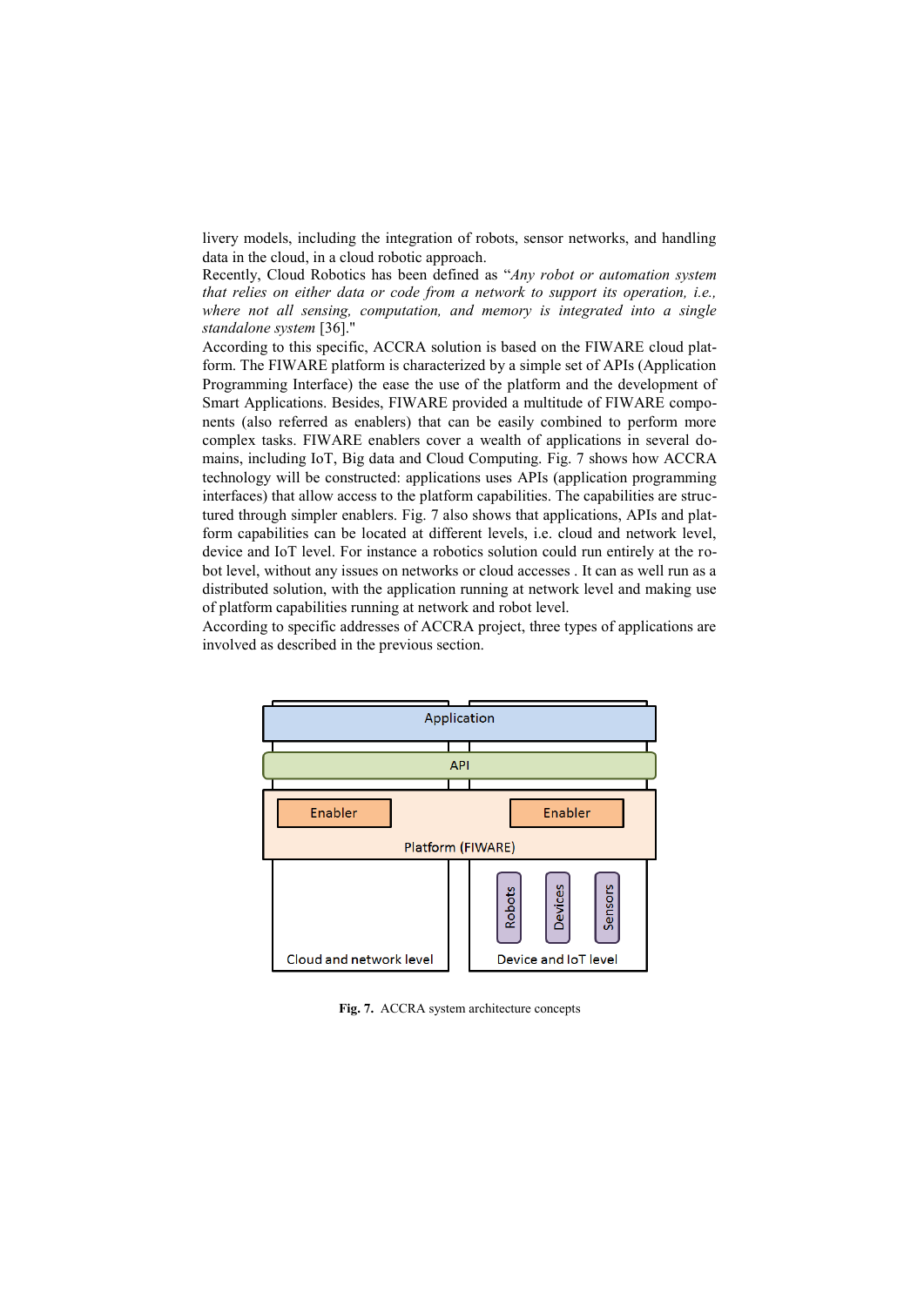livery models, including the integration of robots, sensor networks, and handling data in the cloud, in a cloud robotic approach.

Recently, Cloud Robotics has been defined as "*Any robot or automation system that relies on either data or code from a network to support its operation, i.e., where not all sensing, computation, and memory is integrated into a single standalone system* [36]."

According to this specific, ACCRA solution is based on the FIWARE cloud platform. The FIWARE platform is characterized by a simple set of APIs (Application Programming Interface) the ease the use of the platform and the development of Smart Applications. Besides, FIWARE provided a multitude of FIWARE components (also referred as enablers) that can be easily combined to perform more complex tasks. FIWARE enablers cover a wealth of applications in several domains, including IoT, Big data and Cloud Computing. Fig. 7 shows how ACCRA technology will be constructed: applications uses APIs (application programming interfaces) that allow access to the platform capabilities. The capabilities are structured through simpler enablers. Fig. 7 also shows that applications, APIs and platform capabilities can be located at different levels, i.e. cloud and network level, device and IoT level. For instance a robotics solution could run entirely at the robot level, without any issues on networks or cloud accesses . It can as well run as a distributed solution, with the application running at network level and making use of platform capabilities running at network and robot level.

According to specific addresses of ACCRA project, three types of applications are involved as described in the previous section.

**Fig. 7.** ACCRA system architecture concepts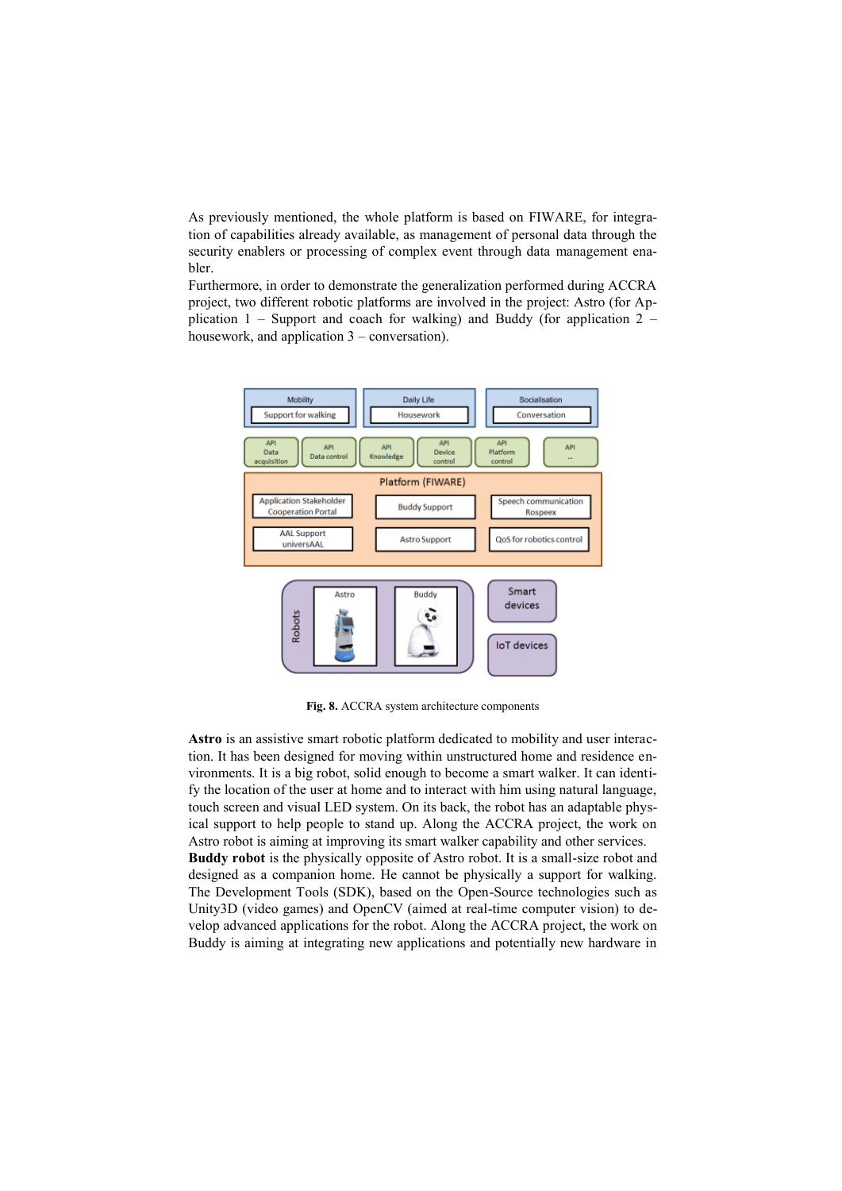As previously mentioned, the whole platform is based on FIWARE, for integration of capabilities already available, as management of personal data through the security enablers or processing of complex event through data management enabler.
Furthermore, in order to demonstrate the generalization performed during ACCRA project, two different robotic platforms are involved in the project: Astro (for Application 1 – Support and coach for walking) and Buddy (for application 2 – housework, and application 3 – conversation).

**Fig. 8.** ACCRA system architecture components

**Astro** is an assistive smart robotic platform dedicated to mobility and user interaction. It has been designed for moving within unstructured home and residence environments. It is a big robot, solid enough to become a smart walker. It can identify the location of the user at home and to interact with him using natural language, touch screen and visual LED system. On its back, the robot has an adaptable physical support to help people to stand up. Along the ACCRA project, the work on Astro robot is aiming at improving its smart walker capability and other services.
**Buddy robot** is the physically opposite of Astro robot. It is a small-size robot and designed as a companion home. He cannot be physically a support for walking. The Development Tools (SDK), based on the Open-Source technologies such as Unity3D (video games) and OpenCV (aimed at real-time computer vision) to develop advanced applications for the robot. Along the ACCRA project, the work on Buddy is aiming at integrating new applications and potentially new hardware in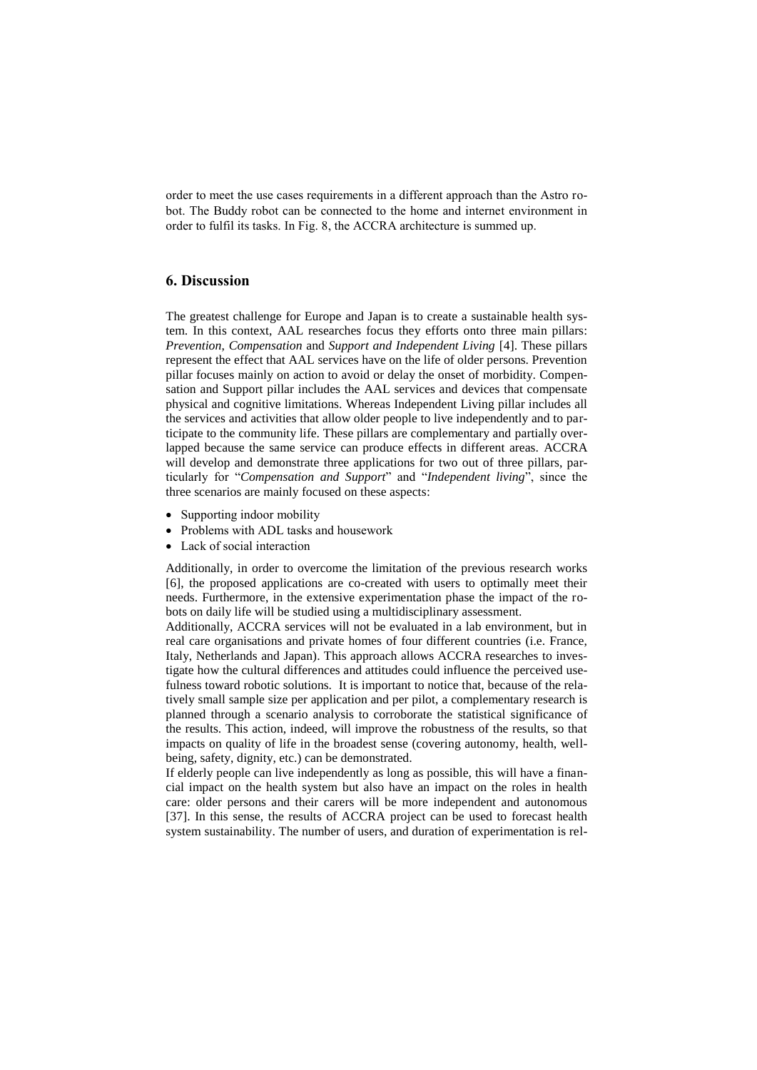order to meet the use cases requirements in a different approach than the Astro robot. The Buddy robot can be connected to the home and internet environment in order to fulfil its tasks. In Fig. 8, the ACCRA architecture is summed up.

## 6. Discussion

The greatest challenge for Europe and Japan is to create a sustainable health system. In this context, AAL researches focus they efforts onto three main pillars: *Prevention*, *Compensation* and *Support and Independent Living* [4]. These pillars represent the effect that AAL services have on the life of older persons. Prevention pillar focuses mainly on action to avoid or delay the onset of morbidity. Compensation and Support pillar includes the AAL services and devices that compensate physical and cognitive limitations. Whereas Independent Living pillar includes all the services and activities that allow older people to live independently and to participate to the community life. These pillars are complementary and partially overlapped because the same service can produce effects in different areas. ACCRA will develop and demonstrate three applications for two out of three pillars, particularly for "*Compensation and Support*" and "*Independent living*", since the three scenarios are mainly focused on these aspects:

- Supporting indoor mobility
- Problems with ADL tasks and housework
- Lack of social interaction

Additionally, in order to overcome the limitation of the previous research works [6], the proposed applications are co-created with users to optimally meet their needs. Furthermore, in the extensive experimentation phase the impact of the robots on daily life will be studied using a multidisciplinary assessment.

Additionally, ACCRA services will not be evaluated in a lab environment, but in real care organisations and private homes of four different countries (i.e. France, Italy, Netherlands and Japan). This approach allows ACCRA researches to investigate how the cultural differences and attitudes could influence the perceived usefulness toward robotic solutions. It is important to notice that, because of the relatively small sample size per application and per pilot, a complementary research is planned through a scenario analysis to corroborate the statistical significance of the results. This action, indeed, will improve the robustness of the results, so that impacts on quality of life in the broadest sense (covering autonomy, health, wellbeing, safety, dignity, etc.) can be demonstrated.

If elderly people can live independently as long as possible, this will have a financial impact on the health system but also have an impact on the roles in health care: older persons and their carers will be more independent and autonomous [37]. In this sense, the results of ACCRA project can be used to forecast health system sustainability. The number of users, and duration of experimentation is rel-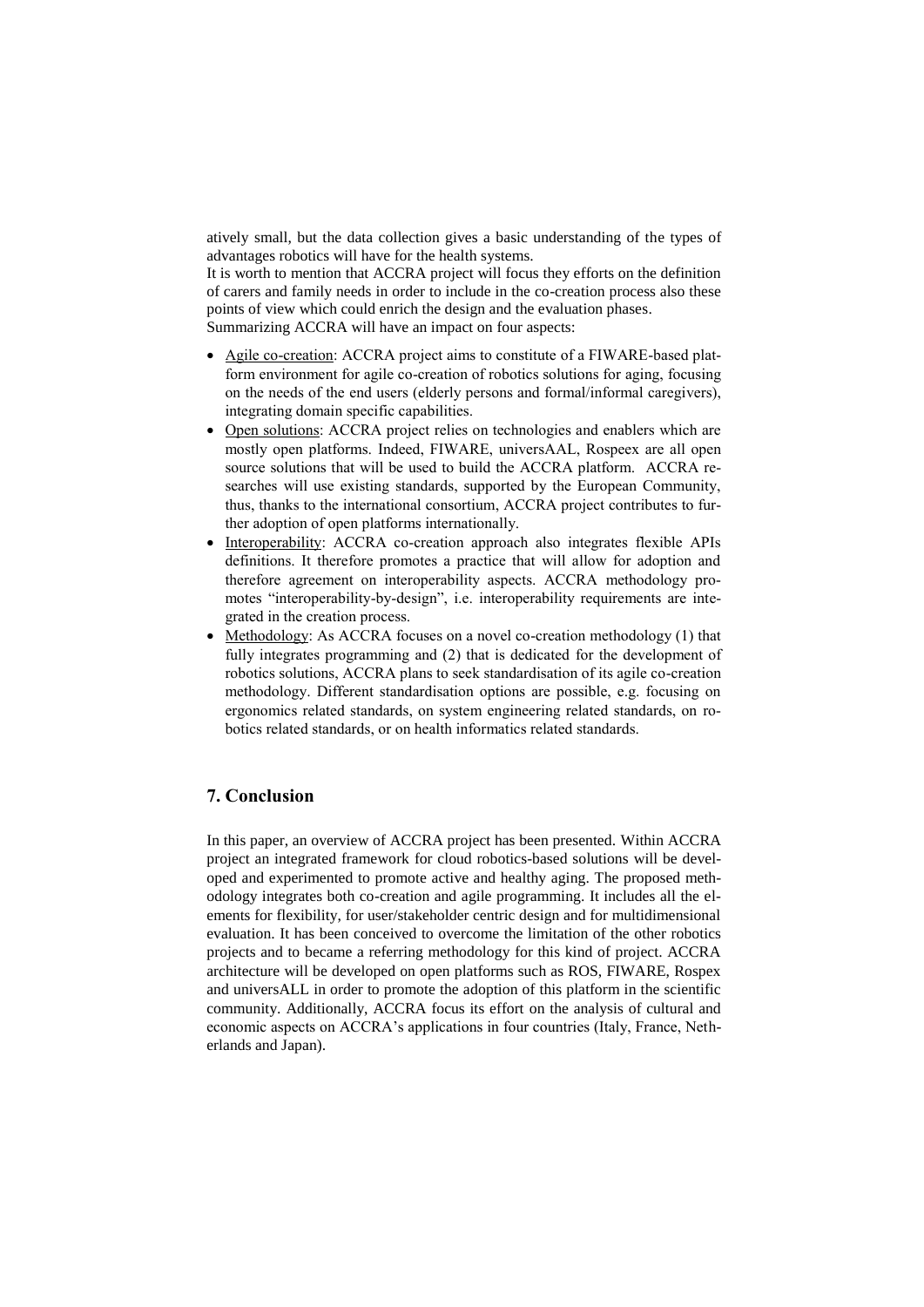atively small, but the data collection gives a basic understanding of the types of advantages robotics will have for the health systems.

It is worth to mention that ACCRA project will focus they efforts on the definition of carers and family needs in order to include in the co-creation process also these points of view which could enrich the design and the evaluation phases.

Summarizing ACCRA will have an impact on four aspects:

- Agile co-creation: ACCRA project aims to constitute of a FIWARE-based platform environment for agile co-creation of robotics solutions for aging, focusing on the needs of the end users (elderly persons and formal/informal caregivers), integrating domain specific capabilities.
- Open solutions: ACCRA project relies on technologies and enablers which are mostly open platforms. Indeed, FIWARE, universAAL, Rospeex are all open source solutions that will be used to build the ACCRA platform. ACCRA researches will use existing standards, supported by the European Community, thus, thanks to the international consortium, ACCRA project contributes to further adoption of open platforms internationally.
- Interoperability: ACCRA co-creation approach also integrates flexible APIs definitions. It therefore promotes a practice that will allow for adoption and therefore agreement on interoperability aspects. ACCRA methodology promotes "interoperability-by-design", i.e. interoperability requirements are integrated in the creation process.
- Methodology: As ACCRA focuses on a novel co-creation methodology (1) that fully integrates programming and (2) that is dedicated for the development of robotics solutions, ACCRA plans to seek standardisation of its agile co-creation methodology. Different standardisation options are possible, e.g. focusing on ergonomics related standards, on system engineering related standards, on robotics related standards, or on health informatics related standards.

## 7. Conclusion

In this paper, an overview of ACCRA project has been presented. Within ACCRA project an integrated framework for cloud robotics-based solutions will be developed and experimented to promote active and healthy aging. The proposed methodology integrates both co-creation and agile programming. It includes all the elements for flexibility, for user/stakeholder centric design and for multidimensional evaluation. It has been conceived to overcome the limitation of the other robotics projects and to became a referring methodology for this kind of project. ACCRA architecture will be developed on open platforms such as ROS, FIWARE, Rospex and universALL in order to promote the adoption of this platform in the scientific community. Additionally, ACCRA focus its effort on the analysis of cultural and economic aspects on ACCRA's applications in four countries (Italy, France, Netherlands and Japan).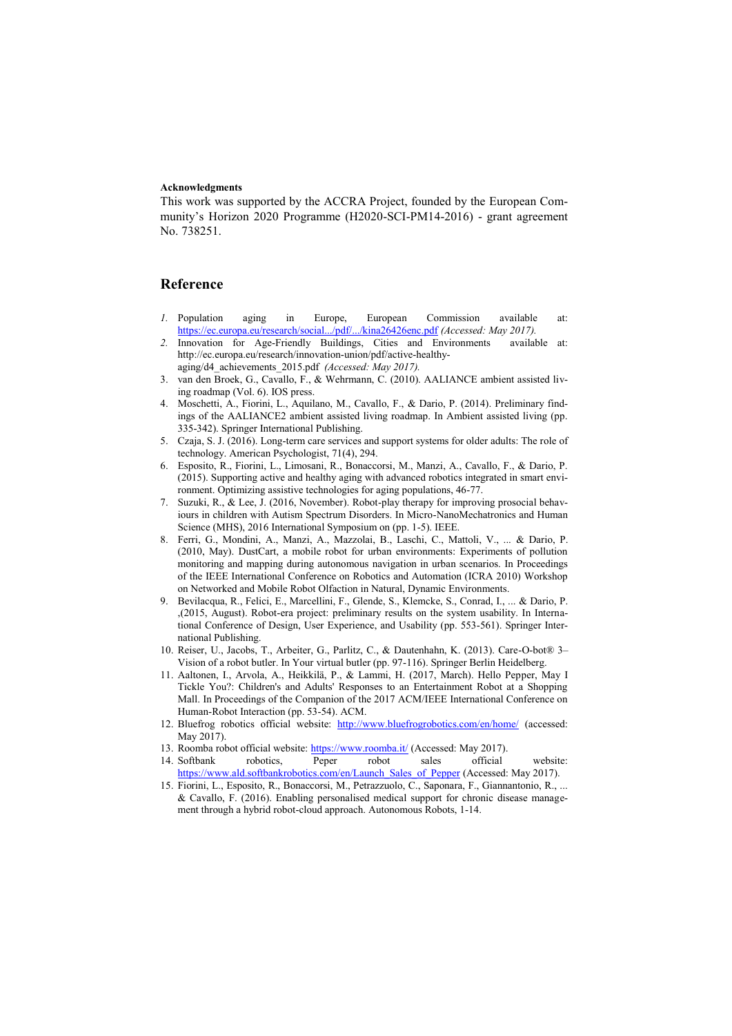**Acknowledgments**

This work was supported by the ACCRA Project, founded by the European Community's Horizon 2020 Programme (H2020-SCI-PM14-2016) - grant agreement No. 738251.

## Reference

1. Population aging in Europe, European Commission available at: https://ec.europa.eu/research/social.../pdf/.../kina26426enc.pdf *(Accessed: May 2017).*
2. Innovation for Age-Friendly Buildings, Cities and Environments available at: http://ec.europa.eu/research/innovation-union/pdf/active-healthy-aging/d4_achievements_2015.pdf *(Accessed: May 2017).*
3. van den Broek, G., Cavallo, F., & Wehrmann, C. (2010). AALIANCE ambient assisted living roadmap (Vol. 6). IOS press.
4. Moschetti, A., Fiorini, L., Aquilano, M., Cavallo, F., & Dario, P. (2014). Preliminary findings of the AALIANCE2 ambient assisted living roadmap. In Ambient assisted living (pp. 335-342). Springer International Publishing.
5. Czaja, S. J. (2016). Long-term care services and support systems for older adults: The role of technology. American Psychologist, 71(4), 294.
6. Esposito, R., Fiorini, L., Limosani, R., Bonaccorsi, M., Manzi, A., Cavallo, F., & Dario, P. (2015). Supporting active and healthy aging with advanced robotics integrated in smart environment. Optimizing assistive technologies for aging populations, 46-77.
7. Suzuki, R., & Lee, J. (2016, November). Robot-play therapy for improving prosocial behaviours in children with Autism Spectrum Disorders. In Micro-NanoMechatronics and Human Science (MHS), 2016 International Symposium on (pp. 1-5). IEEE.
8. Ferri, G., Mondini, A., Manzi, A., Mazzolai, B., Laschi, C., Mattoli, V., ... & Dario, P. (2010, May). DustCart, a mobile robot for urban environments: Experiments of pollution monitoring and mapping during autonomous navigation in urban scenarios. In Proceedings of the IEEE International Conference on Robotics and Automation (ICRA 2010) Workshop on Networked and Mobile Robot Olfaction in Natural, Dynamic Environments.
9. Bevilacqua, R., Felici, E., Marcellini, F., Glende, S., Klemcke, S., Conrad, I., ... & Dario, P. ,(2015, August). Robot-era project: preliminary results on the system usability. In International Conference of Design, User Experience, and Usability (pp. 553-561). Springer International Publishing.
10. Reiser, U., Jacobs, T., Arbeiter, G., Parlitz, C., & Dautenhahn, K. (2013). Care-O-bot® 3–Vision of a robot butler. In Your virtual butler (pp. 97-116). Springer Berlin Heidelberg.
11. Aaltonen, I., Arvola, A., Heikkilä, P., & Lammi, H. (2017, March). Hello Pepper, May I Tickle You?: Children's and Adults' Responses to an Entertainment Robot at a Shopping Mall. In Proceedings of the Companion of the 2017 ACM/IEEE International Conference on Human-Robot Interaction (pp. 53-54). ACM.
12. Bluefrog robotics official website: http://www.bluefrogrobotics.com/en/home/ (accessed: May 2017).
13. Roomba robot official website: https://www.roomba.it/ (Accessed: May 2017).
14. Softbank robotics, Peper robot sales official website: https://www.ald.softbankrobotics.com/en/Launch_Sales_of_Pepper (Accessed: May 2017).
15. Fiorini, L., Esposito, R., Bonaccorsi, M., Petrazzuolo, C., Saponara, F., Giannantonio, R., ... & Cavallo, F. (2016). Enabling personalised medical support for chronic disease management through a hybrid robot-cloud approach. Autonomous Robots, 1-14.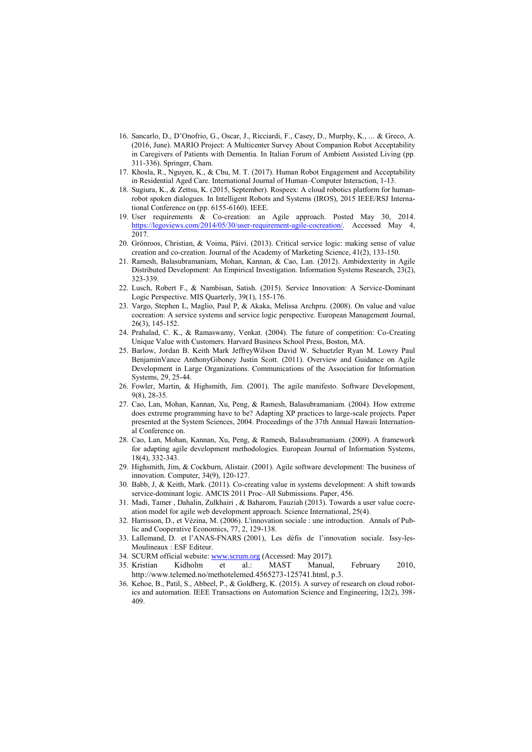16. Sancarlo, D., D'Onofrio, G., Oscar, J., Ricciardi, F., Casey, D., Murphy, K., ... & Greco, A. (2016, June). MARIO Project: A Multicenter Survey About Companion Robot Acceptability in Caregivers of Patients with Dementia. In Italian Forum of Ambient Assisted Living (pp. 311-336). Springer, Cham.
17. Khosla, R., Nguyen, K., & Chu, M. T. (2017). Human Robot Engagement and Acceptability in Residential Aged Care. International Journal of Human–Computer Interaction, 1-13.
18. Sugiura, K., & Zettsu, K. (2015, September). Rospeex: A cloud robotics platform for human-robot spoken dialogues. In Intelligent Robots and Systems (IROS), 2015 IEEE/RSJ International Conference on (pp. 6155-6160). IEEE.
19. User requirements & Co-creation: an Agile approach. Posted May 30, 2014. https://legoviews.com/2014/05/30/user-requirement-agile-cocreation/. Accessed May 4, 2017.
20. Grönroos, Christian, & Voima, Päivi. (2013). Critical service logic: making sense of value creation and co-creation. Journal of the Academy of Marketing Science, 41(2), 133-150.
21. Ramesh, Balasubramaniam, Mohan, Kannan, & Cao, Lan. (2012). Ambidexterity in Agile Distributed Development: An Empirical Investigation. Information Systems Research, 23(2), 323-339.
22. Lusch, Robert F., & Nambisan, Satish. (2015). Service Innovation: A Service-Dominant Logic Perspective. MIS Quarterly, 39(1), 155-176.
23. Vargo, Stephen L, Maglio, Paul P, & Akaka, Melissa Archpru. (2008). On value and value cocreation: A service systems and service logic perspective. European Management Journal, 26(3), 145-152.
24. Prahalad, C. K., & Ramaswamy, Venkat. (2004). The future of competition: Co-Creating Unique Value with Customers. Harvard Business School Press, Boston, MA.
25. Barlow, Jordan B. Keith Mark JeffreyWilson David W. Schuetzler Ryan M. Lowry Paul BenjaminVance AnthonyGiboney Justin Scott. (2011). Overview and Guidance on Agile Development in Large Organizations. Communications of the Association for Information Systems, 29, 25-44.
26. Fowler, Martin, & Highsmith, Jim. (2001). The agile manifesto. Software Development, 9(8), 28-35.
27. Cao, Lan, Mohan, Kannan, Xu, Peng, & Ramesh, Balasubramaniam. (2004). How extreme does extreme programming have to be? Adapting XP practices to large-scale projects. Paper presented at the System Sciences, 2004. Proceedings of the 37th Annual Hawaii International Conference on.
28. Cao, Lan, Mohan, Kannan, Xu, Peng, & Ramesh, Balasubramaniam. (2009). A framework for adapting agile development methodologies. European Journal of Information Systems, 18(4), 332-343.
29. Highsmith, Jim, & Cockburn, Alistair. (2001). Agile software development: The business of innovation. Computer, 34(9), 120-127.
30. Babb, J, & Keith, Mark. (2011). Co-creating value in systems development: A shift towards service-dominant logic. AMCIS 2011 Proc–All Submissions. Paper, 456.
31. Madi, Tamer , Dahalin, Zulkhairi , & Baharom, Fauziah (2013). Towards a user value cocreation model for agile web development approach. Science International, 25(4).
32. Harrisson, D., et Vézina, M. (2006). L'innovation sociale : une introduction. Annals of Public and Cooperative Economics, 77, 2, 129-138.
33. Lallemand, D. et l'ANAS-FNARS (2001), Les défis de l'innovation sociale. Issy-les-Moulineaux : ESF Editeur.
34. SCURM official website: www.scrum.org (Accessed: May 2017).
35. Kristian Kidholm et al.: MAST Manual, February 2010, http://www.telemed.no/methotelemed.4565273-125741.html, p.3.
36. Kehoe, B., Patil, S., Abbeel, P., & Goldberg, K. (2015). A survey of research on cloud robotics and automation. IEEE Transactions on Automation Science and Engineering, 12(2), 398-409.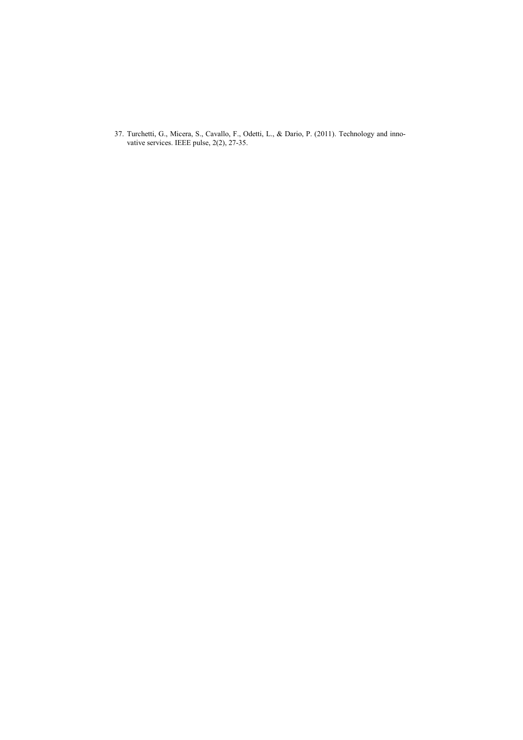37. Turchetti, G., Micera, S., Cavallo, F., Odetti, L., & Dario, P. (2011). Technology and innovative services. IEEE pulse, 2(2), 27-35.